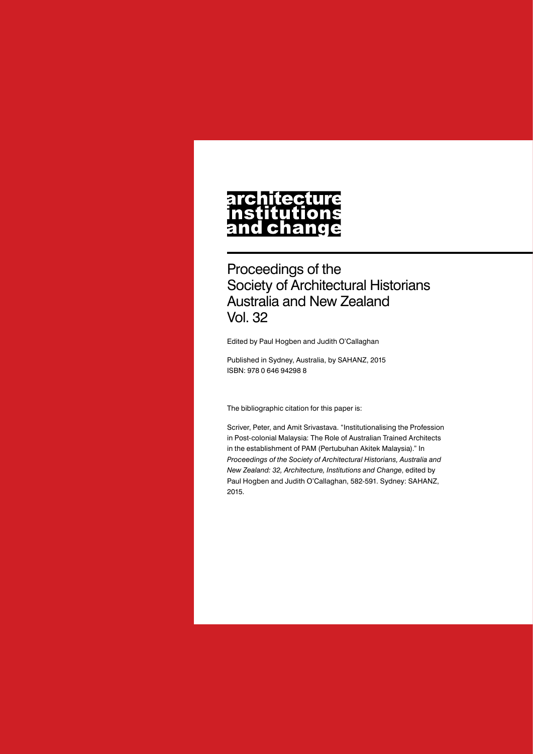# architecture institutions and change

## Proceedings of the Society of Architectural Historians Australia and New Zealand Vol. 32

Edited by Paul Hogben and Judith O'Callaghan

Published in Sydney, Australia, by SAHANZ, 2015
ISBN: 978 0 646 94298 8

The bibliographic citation for this paper is:

Scriver, Peter, and Amit Srivastava. "Institutionalising the Profession in Post-colonial Malaysia: The Role of Australian Trained Architects in the establishment of PAM (Pertubuhan Akitek Malaysia)." In *Proceedings of the Society of Architectural Historians, Australia and New Zealand: 32, Architecture, Institutions and Change*, edited by Paul Hogben and Judith O'Callaghan, 582-591. Sydney: SAHANZ, 2015.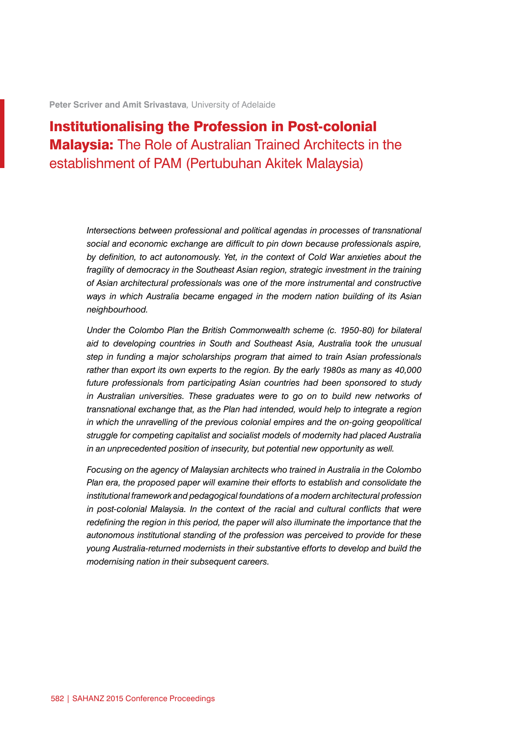**Peter Scriver and Amit Srivastava**, University of Adelaide

# **Institutionalising the Profession in Post-colonial Malaysia:** The Role of Australian Trained Architects in the establishment of PAM (Pertubuhan Akitek Malaysia)

*Intersections between professional and political agendas in processes of transnational social and economic exchange are difficult to pin down because professionals aspire, by definition, to act autonomously. Yet, in the context of Cold War anxieties about the fragility of democracy in the Southeast Asian region, strategic investment in the training of Asian architectural professionals was one of the more instrumental and constructive ways in which Australia became engaged in the modern nation building of its Asian neighbourhood.*

*Under the Colombo Plan the British Commonwealth scheme (c. 1950-80) for bilateral aid to developing countries in South and Southeast Asia, Australia took the unusual step in funding a major scholarships program that aimed to train Asian professionals rather than export its own experts to the region. By the early 1980s as many as 40,000 future professionals from participating Asian countries had been sponsored to study in Australian universities. These graduates were to go on to build new networks of transnational exchange that, as the Plan had intended, would help to integrate a region in which the unravelling of the previous colonial empires and the on-going geopolitical struggle for competing capitalist and socialist models of modernity had placed Australia in an unprecedented position of insecurity, but potential new opportunity as well.*

*Focusing on the agency of Malaysian architects who trained in Australia in the Colombo Plan era, the proposed paper will examine their efforts to establish and consolidate the institutional framework and pedagogical foundations of a modern architectural profession in post-colonial Malaysia. In the context of the racial and cultural conflicts that were redefining the region in this period, the paper will also illuminate the importance that the autonomous institutional standing of the profession was perceived to provide for these young Australia-returned modernists in their substantive efforts to develop and build the modernising nation in their subsequent careers.*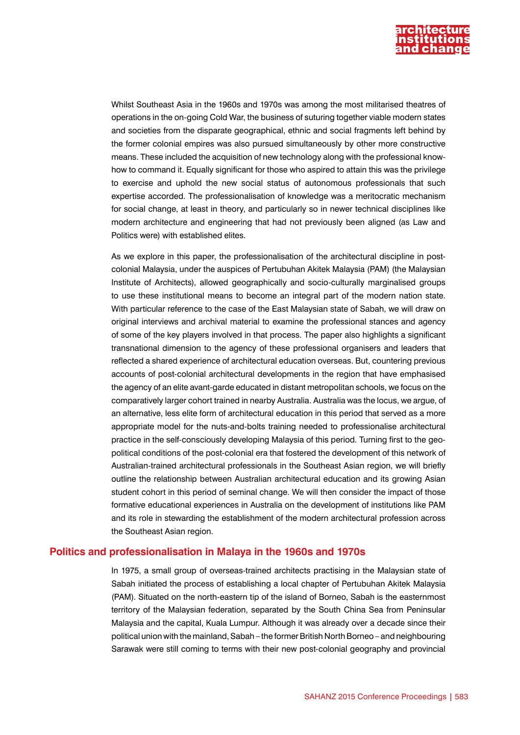Whilst Southeast Asia in the 1960s and 1970s was among the most militarised theatres of operations in the on-going Cold War, the business of suturing together viable modern states and societies from the disparate geographical, ethnic and social fragments left behind by the former colonial empires was also pursued simultaneously by other more constructive means. These included the acquisition of new technology along with the professional know-how to command it. Equally significant for those who aspired to attain this was the privilege to exercise and uphold the new social status of autonomous professionals that such expertise accorded. The professionalisation of knowledge was a meritocratic mechanism for social change, at least in theory, and particularly so in newer technical disciplines like modern architecture and engineering that had not previously been aligned (as Law and Politics were) with established elites.

As we explore in this paper, the professionalisation of the architectural discipline in post-colonial Malaysia, under the auspices of Pertubuhan Akitek Malaysia (PAM) (the Malaysian Institute of Architects), allowed geographically and socio-culturally marginalised groups to use these institutional means to become an integral part of the modern nation state. With particular reference to the case of the East Malaysian state of Sabah, we will draw on original interviews and archival material to examine the professional stances and agency of some of the key players involved in that process. The paper also highlights a significant transnational dimension to the agency of these professional organisers and leaders that reflected a shared experience of architectural education overseas. But, countering previous accounts of post-colonial architectural developments in the region that have emphasised the agency of an elite avant-garde educated in distant metropolitan schools, we focus on the comparatively larger cohort trained in nearby Australia. Australia was the locus, we argue, of an alternative, less elite form of architectural education in this period that served as a more appropriate model for the nuts-and-bolts training needed to professionalise architectural practice in the self-consciously developing Malaysia of this period. Turning first to the geo-political conditions of the post-colonial era that fostered the development of this network of Australian-trained architectural professionals in the Southeast Asian region, we will briefly outline the relationship between Australian architectural education and its growing Asian student cohort in this period of seminal change. We will then consider the impact of those formative educational experiences in Australia on the development of institutions like PAM and its role in stewarding the establishment of the modern architectural profession across the Southeast Asian region.

## Politics and professionalisation in Malaya in the 1960s and 1970s

In 1975, a small group of overseas-trained architects practising in the Malaysian state of Sabah initiated the process of establishing a local chapter of Pertubuhan Akitek Malaysia (PAM). Situated on the north-eastern tip of the island of Borneo, Sabah is the easternmost territory of the Malaysian federation, separated by the South China Sea from Peninsular Malaysia and the capital, Kuala Lumpur. Although it was already over a decade since their political union with the mainland, Sabah – the former British North Borneo – and neighbouring Sarawak were still coming to terms with their new post-colonial geography and provincial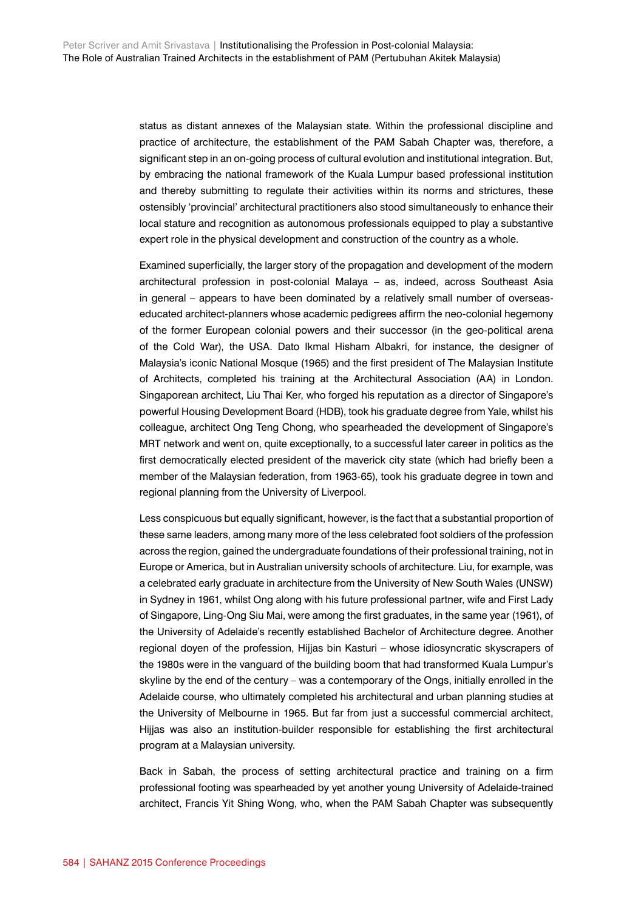status as distant annexes of the Malaysian state. Within the professional discipline and practice of architecture, the establishment of the PAM Sabah Chapter was, therefore, a significant step in an on-going process of cultural evolution and institutional integration. But, by embracing the national framework of the Kuala Lumpur based professional institution and thereby submitting to regulate their activities within its norms and strictures, these ostensibly 'provincial' architectural practitioners also stood simultaneously to enhance their local stature and recognition as autonomous professionals equipped to play a substantive expert role in the physical development and construction of the country as a whole.

Examined superficially, the larger story of the propagation and development of the modern architectural profession in post-colonial Malaya – as, indeed, across Southeast Asia in general – appears to have been dominated by a relatively small number of overseas-educated architect-planners whose academic pedigrees affirm the neo-colonial hegemony of the former European colonial powers and their successor (in the geo-political arena of the Cold War), the USA. Dato Ikmal Hisham Albakri, for instance, the designer of Malaysia's iconic National Mosque (1965) and the first president of The Malaysian Institute of Architects, completed his training at the Architectural Association (AA) in London. Singaporean architect, Liu Thai Ker, who forged his reputation as a director of Singapore's powerful Housing Development Board (HDB), took his graduate degree from Yale, whilst his colleague, architect Ong Teng Chong, who spearheaded the development of Singapore's MRT network and went on, quite exceptionally, to a successful later career in politics as the first democratically elected president of the maverick city state (which had briefly been a member of the Malaysian federation, from 1963-65), took his graduate degree in town and regional planning from the University of Liverpool.

Less conspicuous but equally significant, however, is the fact that a substantial proportion of these same leaders, among many more of the less celebrated foot soldiers of the profession across the region, gained the undergraduate foundations of their professional training, not in Europe or America, but in Australian university schools of architecture. Liu, for example, was a celebrated early graduate in architecture from the University of New South Wales (UNSW) in Sydney in 1961, whilst Ong along with his future professional partner, wife and First Lady of Singapore, Ling-Ong Siu Mai, were among the first graduates, in the same year (1961), of the University of Adelaide's recently established Bachelor of Architecture degree. Another regional doyen of the profession, Hijjas bin Kasturi – whose idiosyncratic skyscrapers of the 1980s were in the vanguard of the building boom that had transformed Kuala Lumpur's skyline by the end of the century – was a contemporary of the Ongs, initially enrolled in the Adelaide course, who ultimately completed his architectural and urban planning studies at the University of Melbourne in 1965. But far from just a successful commercial architect, Hijjas was also an institution-builder responsible for establishing the first architectural program at a Malaysian university.

Back in Sabah, the process of setting architectural practice and training on a firm professional footing was spearheaded by yet another young University of Adelaide-trained architect, Francis Yit Shing Wong, who, when the PAM Sabah Chapter was subsequently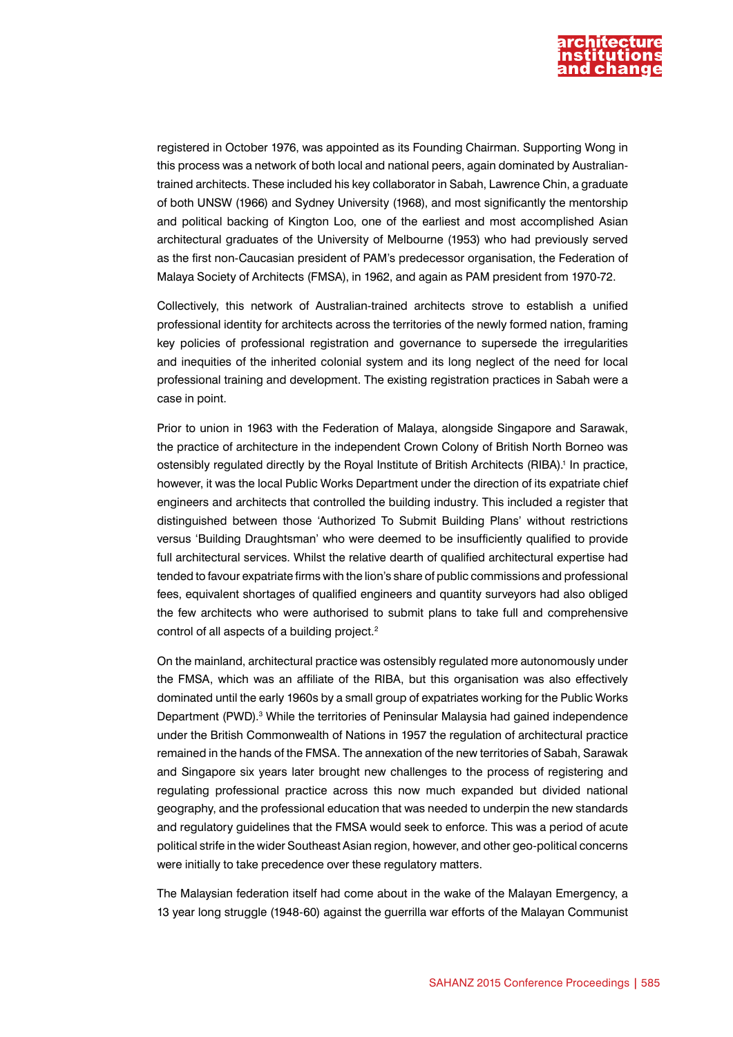registered in October 1976, was appointed as its Founding Chairman. Supporting Wong in this process was a network of both local and national peers, again dominated by Australian-trained architects. These included his key collaborator in Sabah, Lawrence Chin, a graduate of both UNSW (1966) and Sydney University (1968), and most significantly the mentorship and political backing of Kington Loo, one of the earliest and most accomplished Asian architectural graduates of the University of Melbourne (1953) who had previously served as the first non-Caucasian president of PAM's predecessor organisation, the Federation of Malaya Society of Architects (FMSA), in 1962, and again as PAM president from 1970-72.

Collectively, this network of Australian-trained architects strove to establish a unified professional identity for architects across the territories of the newly formed nation, framing key policies of professional registration and governance to supersede the irregularities and inequities of the inherited colonial system and its long neglect of the need for local professional training and development. The existing registration practices in Sabah were a case in point.

Prior to union in 1963 with the Federation of Malaya, alongside Singapore and Sarawak, the practice of architecture in the independent Crown Colony of British North Borneo was ostensibly regulated directly by the Royal Institute of British Architects (RIBA).[1] In practice, however, it was the local Public Works Department under the direction of its expatriate chief engineers and architects that controlled the building industry. This included a register that distinguished between those 'Authorized To Submit Building Plans' without restrictions versus 'Building Draughtsman' who were deemed to be insufficiently qualified to provide full architectural services. Whilst the relative dearth of qualified architectural expertise had tended to favour expatriate firms with the lion's share of public commissions and professional fees, equivalent shortages of qualified engineers and quantity surveyors had also obliged the few architects who were authorised to submit plans to take full and comprehensive control of all aspects of a building project.[2]

On the mainland, architectural practice was ostensibly regulated more autonomously under the FMSA, which was an affiliate of the RIBA, but this organisation was also effectively dominated until the early 1960s by a small group of expatriates working for the Public Works Department (PWD).[3] While the territories of Peninsular Malaysia had gained independence under the British Commonwealth of Nations in 1957 the regulation of architectural practice remained in the hands of the FMSA. The annexation of the new territories of Sabah, Sarawak and Singapore six years later brought new challenges to the process of registering and regulating professional practice across this now much expanded but divided national geography, and the professional education that was needed to underpin the new standards and regulatory guidelines that the FMSA would seek to enforce. This was a period of acute political strife in the wider Southeast Asian region, however, and other geo-political concerns were initially to take precedence over these regulatory matters.

The Malaysian federation itself had come about in the wake of the Malayan Emergency, a 13 year long struggle (1948-60) against the guerrilla war efforts of the Malayan Communist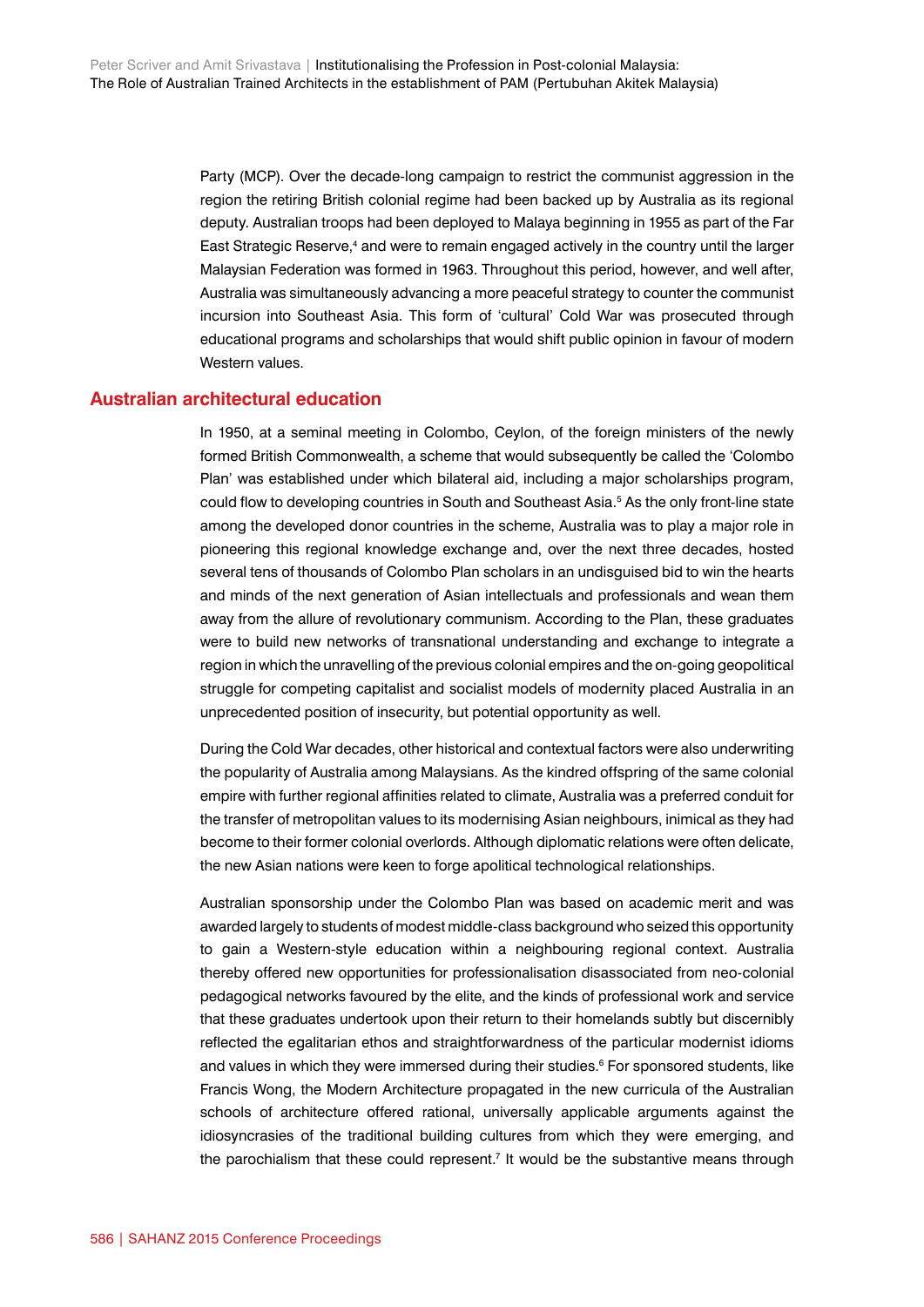Party (MCP). Over the decade-long campaign to restrict the communist aggression in the region the retiring British colonial regime had been backed up by Australia as its regional deputy. Australian troops had been deployed to Malaya beginning in 1955 as part of the Far East Strategic Reserve,[4] and were to remain engaged actively in the country until the larger Malaysian Federation was formed in 1963. Throughout this period, however, and well after, Australia was simultaneously advancing a more peaceful strategy to counter the communist incursion into Southeast Asia. This form of 'cultural' Cold War was prosecuted through educational programs and scholarships that would shift public opinion in favour of modern Western values.

## Australian architectural education

In 1950, at a seminal meeting in Colombo, Ceylon, of the foreign ministers of the newly formed British Commonwealth, a scheme that would subsequently be called the 'Colombo Plan' was established under which bilateral aid, including a major scholarships program, could flow to developing countries in South and Southeast Asia.[5] As the only front-line state among the developed donor countries in the scheme, Australia was to play a major role in pioneering this regional knowledge exchange and, over the next three decades, hosted several tens of thousands of Colombo Plan scholars in an undisguised bid to win the hearts and minds of the next generation of Asian intellectuals and professionals and wean them away from the allure of revolutionary communism. According to the Plan, these graduates were to build new networks of transnational understanding and exchange to integrate a region in which the unravelling of the previous colonial empires and the on-going geopolitical struggle for competing capitalist and socialist models of modernity placed Australia in an unprecedented position of insecurity, but potential opportunity as well.

During the Cold War decades, other historical and contextual factors were also underwriting the popularity of Australia among Malaysians. As the kindred offspring of the same colonial empire with further regional affinities related to climate, Australia was a preferred conduit for the transfer of metropolitan values to its modernising Asian neighbours, inimical as they had become to their former colonial overlords. Although diplomatic relations were often delicate, the new Asian nations were keen to forge apolitical technological relationships.

Australian sponsorship under the Colombo Plan was based on academic merit and was awarded largely to students of modest middle-class background who seized this opportunity to gain a Western-style education within a neighbouring regional context. Australia thereby offered new opportunities for professionalisation disassociated from neo-colonial pedagogical networks favoured by the elite, and the kinds of professional work and service that these graduates undertook upon their return to their homelands subtly but discernibly reflected the egalitarian ethos and straightforwardness of the particular modernist idioms and values in which they were immersed during their studies.[6] For sponsored students, like Francis Wong, the Modern Architecture propagated in the new curricula of the Australian schools of architecture offered rational, universally applicable arguments against the idiosyncrasies of the traditional building cultures from which they were emerging, and the parochialism that these could represent.[7] It would be the substantive means through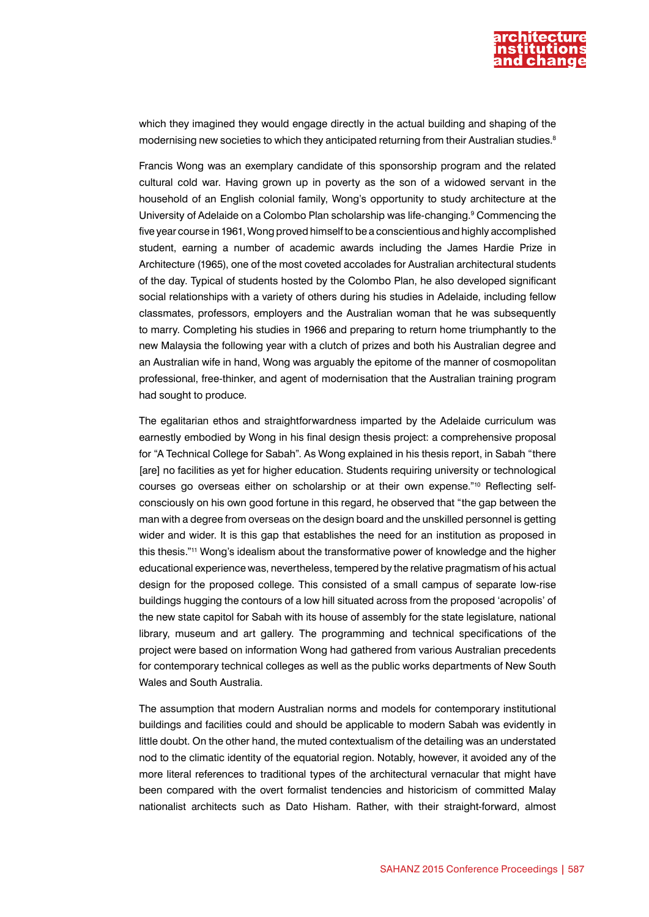which they imagined they would engage directly in the actual building and shaping of the modernising new societies to which they anticipated returning from their Australian studies.[8]

Francis Wong was an exemplary candidate of this sponsorship program and the related cultural cold war. Having grown up in poverty as the son of a widowed servant in the household of an English colonial family, Wong's opportunity to study architecture at the University of Adelaide on a Colombo Plan scholarship was life-changing.[9] Commencing the five year course in 1961, Wong proved himself to be a conscientious and highly accomplished student, earning a number of academic awards including the James Hardie Prize in Architecture (1965), one of the most coveted accolades for Australian architectural students of the day. Typical of students hosted by the Colombo Plan, he also developed significant social relationships with a variety of others during his studies in Adelaide, including fellow classmates, professors, employers and the Australian woman that he was subsequently to marry. Completing his studies in 1966 and preparing to return home triumphantly to the new Malaysia the following year with a clutch of prizes and both his Australian degree and an Australian wife in hand, Wong was arguably the epitome of the manner of cosmopolitan professional, free-thinker, and agent of modernisation that the Australian training program had sought to produce.

The egalitarian ethos and straightforwardness imparted by the Adelaide curriculum was earnestly embodied by Wong in his final design thesis project: a comprehensive proposal for "A Technical College for Sabah". As Wong explained in his thesis report, in Sabah "there [are] no facilities as yet for higher education. Students requiring university or technological courses go overseas either on scholarship or at their own expense."[10] Reflecting self-consciously on his own good fortune in this regard, he observed that "the gap between the man with a degree from overseas on the design board and the unskilled personnel is getting wider and wider. It is this gap that establishes the need for an institution as proposed in this thesis."[11] Wong's idealism about the transformative power of knowledge and the higher educational experience was, nevertheless, tempered by the relative pragmatism of his actual design for the proposed college. This consisted of a small campus of separate low-rise buildings hugging the contours of a low hill situated across from the proposed 'acropolis' of the new state capitol for Sabah with its house of assembly for the state legislature, national library, museum and art gallery. The programming and technical specifications of the project were based on information Wong had gathered from various Australian precedents for contemporary technical colleges as well as the public works departments of New South Wales and South Australia.

The assumption that modern Australian norms and models for contemporary institutional buildings and facilities could and should be applicable to modern Sabah was evidently in little doubt. On the other hand, the muted contextualism of the detailing was an understated nod to the climatic identity of the equatorial region. Notably, however, it avoided any of the more literal references to traditional types of the architectural vernacular that might have been compared with the overt formalist tendencies and historicism of committed Malay nationalist architects such as Dato Hisham. Rather, with their straight-forward, almost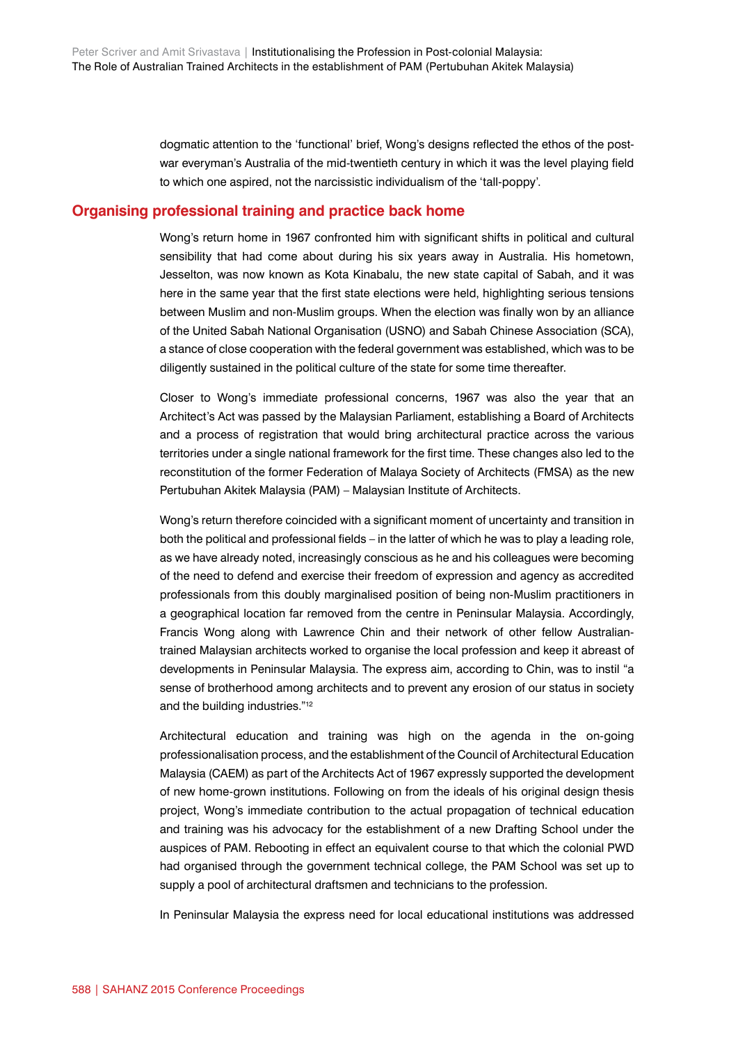dogmatic attention to the 'functional' brief, Wong's designs reflected the ethos of the post-war everyman's Australia of the mid-twentieth century in which it was the level playing field to which one aspired, not the narcissistic individualism of the 'tall-poppy'.

## Organising professional training and practice back home

Wong's return home in 1967 confronted him with significant shifts in political and cultural sensibility that had come about during his six years away in Australia. His hometown, Jesselton, was now known as Kota Kinabalu, the new state capital of Sabah, and it was here in the same year that the first state elections were held, highlighting serious tensions between Muslim and non-Muslim groups. When the election was finally won by an alliance of the United Sabah National Organisation (USNO) and Sabah Chinese Association (SCA), a stance of close cooperation with the federal government was established, which was to be diligently sustained in the political culture of the state for some time thereafter.

Closer to Wong's immediate professional concerns, 1967 was also the year that an Architect's Act was passed by the Malaysian Parliament, establishing a Board of Architects and a process of registration that would bring architectural practice across the various territories under a single national framework for the first time. These changes also led to the reconstitution of the former Federation of Malaya Society of Architects (FMSA) as the new Pertubuhan Akitek Malaysia (PAM) – Malaysian Institute of Architects.

Wong's return therefore coincided with a significant moment of uncertainty and transition in both the political and professional fields – in the latter of which he was to play a leading role, as we have already noted, increasingly conscious as he and his colleagues were becoming of the need to defend and exercise their freedom of expression and agency as accredited professionals from this doubly marginalised position of being non-Muslim practitioners in a geographical location far removed from the centre in Peninsular Malaysia. Accordingly, Francis Wong along with Lawrence Chin and their network of other fellow Australian-trained Malaysian architects worked to organise the local profession and keep it abreast of developments in Peninsular Malaysia. The express aim, according to Chin, was to instil "a sense of brotherhood among architects and to prevent any erosion of our status in society and the building industries."[12]

Architectural education and training was high on the agenda in the on-going professionalisation process, and the establishment of the Council of Architectural Education Malaysia (CAEM) as part of the Architects Act of 1967 expressly supported the development of new home-grown institutions. Following on from the ideals of his original design thesis project, Wong's immediate contribution to the actual propagation of technical education and training was his advocacy for the establishment of a new Drafting School under the auspices of PAM. Rebooting in effect an equivalent course to that which the colonial PWD had organised through the government technical college, the PAM School was set up to supply a pool of architectural draftsmen and technicians to the profession.

In Peninsular Malaysia the express need for local educational institutions was addressed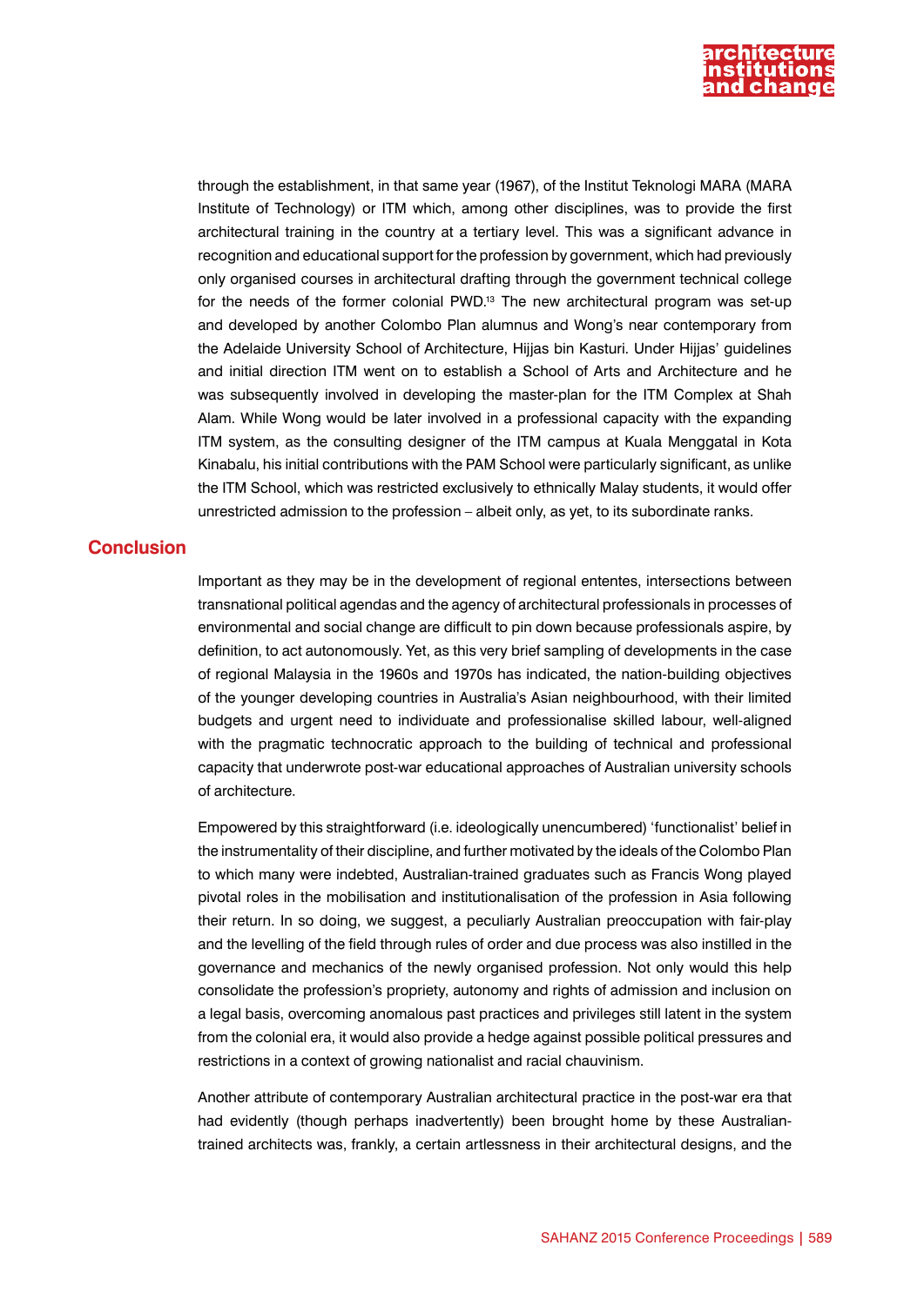through the establishment, in that same year (1967), of the Institut Teknologi MARA (MARA Institute of Technology) or ITM which, among other disciplines, was to provide the first architectural training in the country at a tertiary level. This was a significant advance in recognition and educational support for the profession by government, which had previously only organised courses in architectural drafting through the government technical college for the needs of the former colonial PWD.[13] The new architectural program was set-up and developed by another Colombo Plan alumnus and Wong's near contemporary from the Adelaide University School of Architecture, Hijjas bin Kasturi. Under Hijjas' guidelines and initial direction ITM went on to establish a School of Arts and Architecture and he was subsequently involved in developing the master-plan for the ITM Complex at Shah Alam. While Wong would be later involved in a professional capacity with the expanding ITM system, as the consulting designer of the ITM campus at Kuala Menggatal in Kota Kinabalu, his initial contributions with the PAM School were particularly significant, as unlike the ITM School, which was restricted exclusively to ethnically Malay students, it would offer unrestricted admission to the profession – albeit only, as yet, to its subordinate ranks.

## Conclusion

Important as they may be in the development of regional ententes, intersections between transnational political agendas and the agency of architectural professionals in processes of environmental and social change are difficult to pin down because professionals aspire, by definition, to act autonomously. Yet, as this very brief sampling of developments in the case of regional Malaysia in the 1960s and 1970s has indicated, the nation-building objectives of the younger developing countries in Australia's Asian neighbourhood, with their limited budgets and urgent need to individuate and professionalise skilled labour, well-aligned with the pragmatic technocratic approach to the building of technical and professional capacity that underwrote post-war educational approaches of Australian university schools of architecture.

Empowered by this straightforward (i.e. ideologically unencumbered) 'functionalist' belief in the instrumentality of their discipline, and further motivated by the ideals of the Colombo Plan to which many were indebted, Australian-trained graduates such as Francis Wong played pivotal roles in the mobilisation and institutionalisation of the profession in Asia following their return. In so doing, we suggest, a peculiarly Australian preoccupation with fair-play and the levelling of the field through rules of order and due process was also instilled in the governance and mechanics of the newly organised profession. Not only would this help consolidate the profession's propriety, autonomy and rights of admission and inclusion on a legal basis, overcoming anomalous past practices and privileges still latent in the system from the colonial era, it would also provide a hedge against possible political pressures and restrictions in a context of growing nationalist and racial chauvinism.

Another attribute of contemporary Australian architectural practice in the post-war era that had evidently (though perhaps inadvertently) been brought home by these Australian-trained architects was, frankly, a certain artlessness in their architectural designs, and the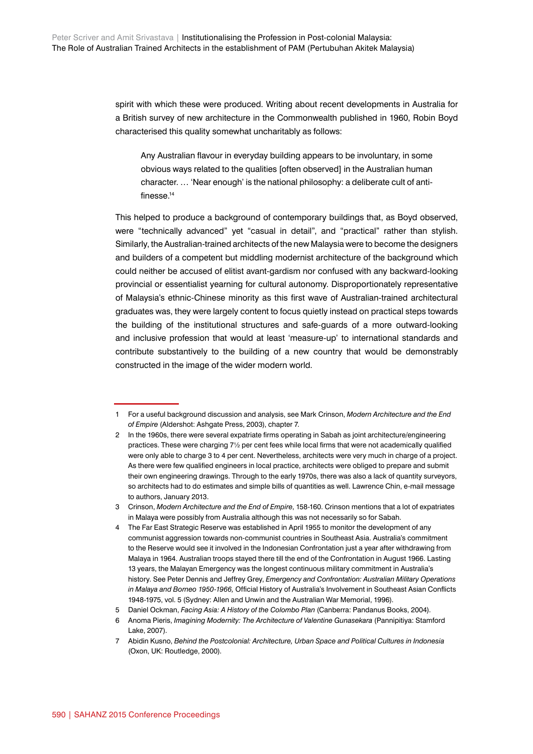spirit with which these were produced. Writing about recent developments in Australia for a British survey of new architecture in the Commonwealth published in 1960, Robin Boyd characterised this quality somewhat uncharitably as follows:

> Any Australian flavour in everyday building appears to be involuntary, in some obvious ways related to the qualities [often observed] in the Australian human character. … 'Near enough' is the national philosophy: a deliberate cult of anti-finesse.[14]

This helped to produce a background of contemporary buildings that, as Boyd observed, were "technically advanced" yet "casual in detail", and "practical" rather than stylish. Similarly, the Australian-trained architects of the new Malaysia were to become the designers and builders of a competent but middling modernist architecture of the background which could neither be accused of elitist avant-gardism nor confused with any backward-looking provincial or essentialist yearning for cultural autonomy. Disproportionately representative of Malaysia's ethnic-Chinese minority as this first wave of Australian-trained architectural graduates was, they were largely content to focus quietly instead on practical steps towards the building of the institutional structures and safe-guards of a more outward-looking and inclusive profession that would at least 'measure-up' to international standards and contribute substantively to the building of a new country that would be demonstrably constructed in the image of the wider modern world.

---

1 For a useful background discussion and analysis, see Mark Crinson, *Modern Architecture and the End of Empire* (Aldershot: Ashgate Press, 2003), chapter 7.

2 In the 1960s, there were several expatriate firms operating in Sabah as joint architecture/engineering practices. These were charging 7½ per cent fees while local firms that were not academically qualified were only able to charge 3 to 4 per cent. Nevertheless, architects were very much in charge of a project. As there were few qualified engineers in local practice, architects were obliged to prepare and submit their own engineering drawings. Through to the early 1970s, there was also a lack of quantity surveyors, so architects had to do estimates and simple bills of quantities as well. Lawrence Chin, e-mail message to authors, January 2013.

3 Crinson, *Modern Architecture and the End of Empire*, 158-160. Crinson mentions that a lot of expatriates in Malaya were possibly from Australia although this was not necessarily so for Sabah.

4 The Far East Strategic Reserve was established in April 1955 to monitor the development of any communist aggression towards non-communist countries in Southeast Asia. Australia's commitment to the Reserve would see it involved in the Indonesian Confrontation just a year after withdrawing from Malaya in 1964. Australian troops stayed there till the end of the Confrontation in August 1966. Lasting 13 years, the Malayan Emergency was the longest continuous military commitment in Australia's history. See Peter Dennis and Jeffrey Grey, *Emergency and Confrontation: Australian Military Operations in Malaya and Borneo 1950-1966,* Official History of Australia's Involvement in Southeast Asian Conflicts 1948-1975, vol. 5 (Sydney: Allen and Unwin and the Australian War Memorial, 1996).

5 Daniel Ockman, *Facing Asia: A History of the Colombo Plan* (Canberra: Pandanus Books, 2004).

6 Anoma Pieris, *Imagining Modernity: The Architecture of Valentine Gunasekara* (Pannipitiya: Stamford Lake, 2007).

7 Abidin Kusno, *Behind the Postcolonial: Architecture, Urban Space and Political Cultures in Indonesia* (Oxon, UK: Routledge, 2000).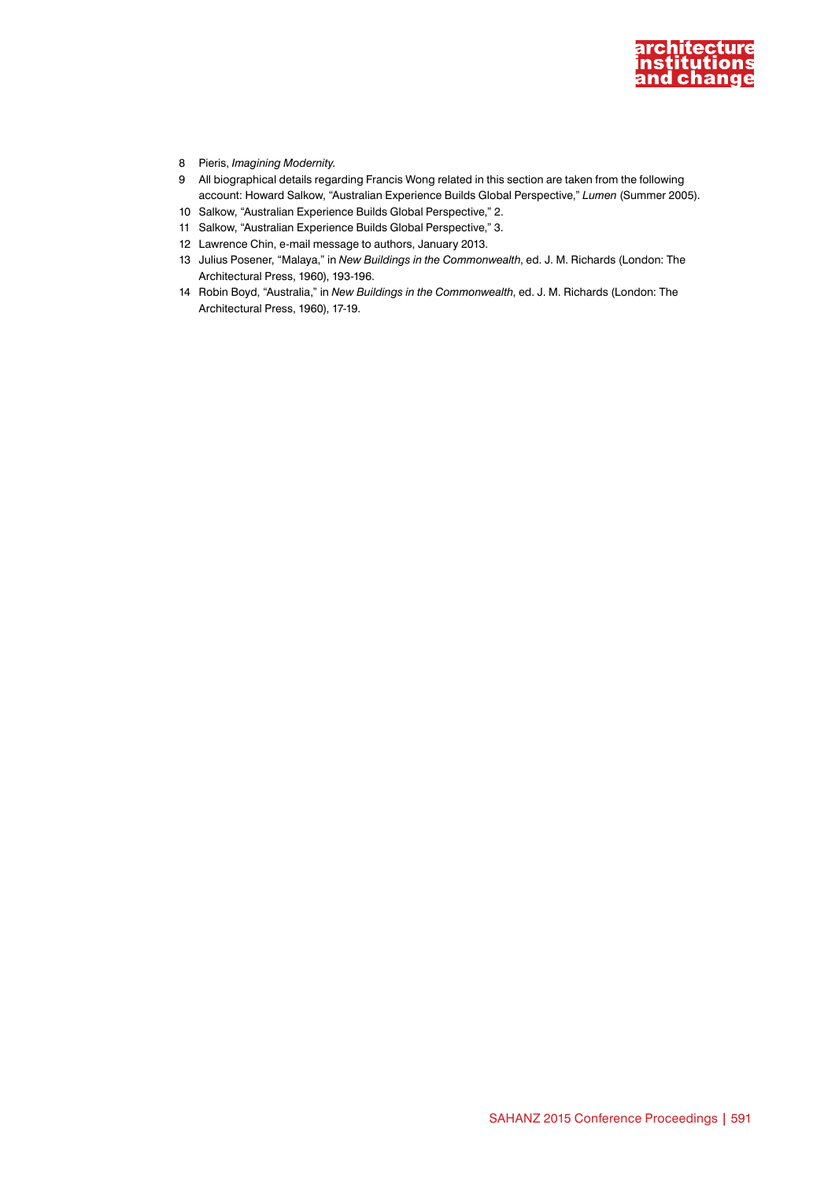8 Pieris, *Imagining Modernity.*

9 All biographical details regarding Francis Wong related in this section are taken from the following account: Howard Salkow, "Australian Experience Builds Global Perspective," *Lumen* (Summer 2005).

10 Salkow, "Australian Experience Builds Global Perspective," 2.

11 Salkow, "Australian Experience Builds Global Perspective," 3.

12 Lawrence Chin, e-mail message to authors, January 2013.

13 Julius Posener, "Malaya," in *New Buildings in the Commonwealth*, ed. J. M. Richards (London: The Architectural Press, 1960), 193-196.

14 Robin Boyd, "Australia," in *New Buildings in the Commonwealth*, ed. J. M. Richards (London: The Architectural Press, 1960), 17-19.